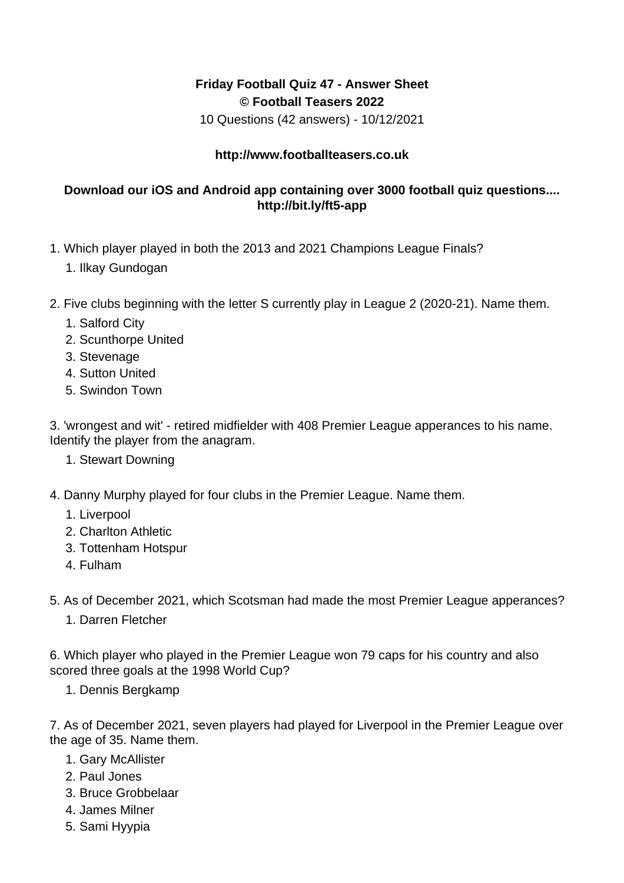**Friday Football Quiz 47 - Answer Sheet**
**© Football Teasers 2022**
10 Questions (42 answers) - 10/12/2021

**http://www.footballteasers.co.uk**

**Download our iOS and Android app containing over 3000 football quiz questions.... http://bit.ly/ft5-app**

1. Which player played in both the 2013 and 2021 Champions League Finals?
    1. Ilkay Gundogan

2. Five clubs beginning with the letter S currently play in League 2 (2020-21). Name them.
    1. Salford City
    2. Scunthorpe United
    3. Stevenage
    4. Sutton United
    5. Swindon Town

3. 'wrongest and wit' - retired midfielder with 408 Premier League apperances to his name. Identify the player from the anagram.
    1. Stewart Downing

4. Danny Murphy played for four clubs in the Premier League. Name them.
    1. Liverpool
    2. Charlton Athletic
    3. Tottenham Hotspur
    4. Fulham

5. As of December 2021, which Scotsman had made the most Premier League apperances?
    1. Darren Fletcher

6. Which player who played in the Premier League won 79 caps for his country and also scored three goals at the 1998 World Cup?
    1. Dennis Bergkamp

7. As of December 2021, seven players had played for Liverpool in the Premier League over the age of 35. Name them.
    1. Gary McAllister
    2. Paul Jones
    3. Bruce Grobbelaar
    4. James Milner
    5. Sami Hyypia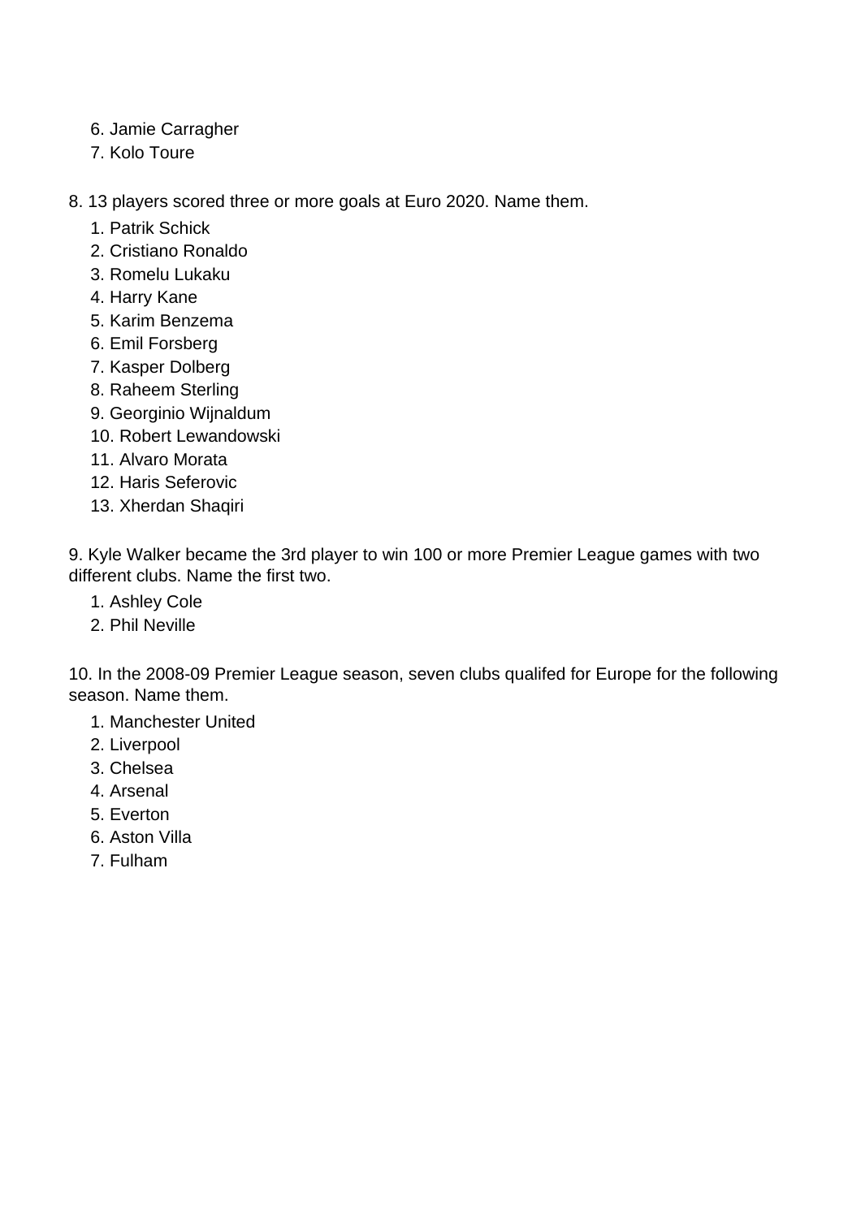6. Jamie Carragher
7. Kolo Toure

8. 13 players scored three or more goals at Euro 2020. Name them.

1. Patrik Schick
2. Cristiano Ronaldo
3. Romelu Lukaku
4. Harry Kane
5. Karim Benzema
6. Emil Forsberg
7. Kasper Dolberg
8. Raheem Sterling
9. Georginio Wijnaldum
10. Robert Lewandowski
11. Alvaro Morata
12. Haris Seferovic
13. Xherdan Shaqiri

9. Kyle Walker became the 3rd player to win 100 or more Premier League games with two different clubs. Name the first two.

1. Ashley Cole
2. Phil Neville

10. In the 2008-09 Premier League season, seven clubs qualifed for Europe for the following season. Name them.

1. Manchester United
2. Liverpool
3. Chelsea
4. Arsenal
5. Everton
6. Aston Villa
7. Fulham